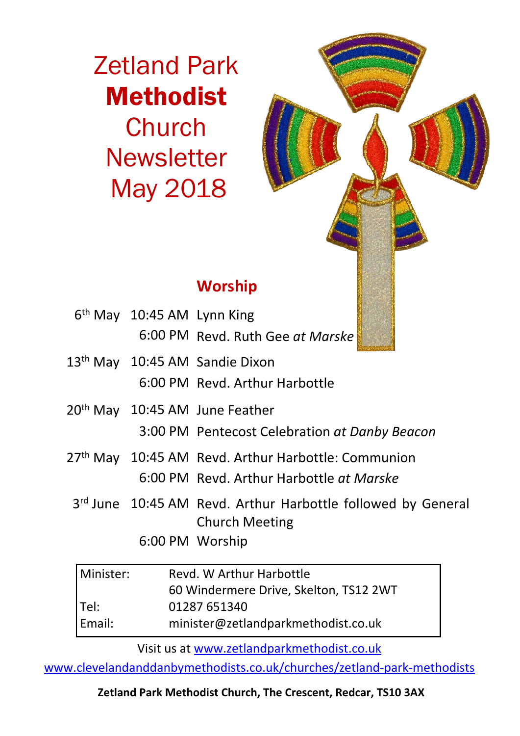# Zetland Park **Methodist** Church Newsletter May 2018

## Worship

| | | |
|---|---|---|
| 6th May | 10:45 AM | Lynn King |
| | 6:00 PM | Revd. Ruth Gee *at Marske* |
| 13th May | 10:45 AM | Sandie Dixon |
| | 6:00 PM | Revd. Arthur Harbottle |
| 20th May | 10:45 AM | June Feather |
| | 3:00 PM | Pentecost Celebration *at Danby Beacon* |
| 27th May | 10:45 AM | Revd. Arthur Harbottle: Communion |
| | 6:00 PM | Revd. Arthur Harbottle *at Marske* |
| 3rd June | 10:45 AM | Revd. Arthur Harbottle followed by General Church Meeting |
| | 6:00 PM | Worship |

| | |
|---|---|
| Minister: | Revd. W Arthur Harbottle<br>60 Windermere Drive, Skelton, TS12 2WT |
| Tel: | 01287 651340 |
| Email: | minister@zetlandparkmethodist.co.uk |

Visit us at www.zetlandparkmethodist.co.uk

www.clevelandanddanbymethodists.co.uk/churches/zetland-park-methodists

**Zetland Park Methodist Church, The Crescent, Redcar, TS10 3AX**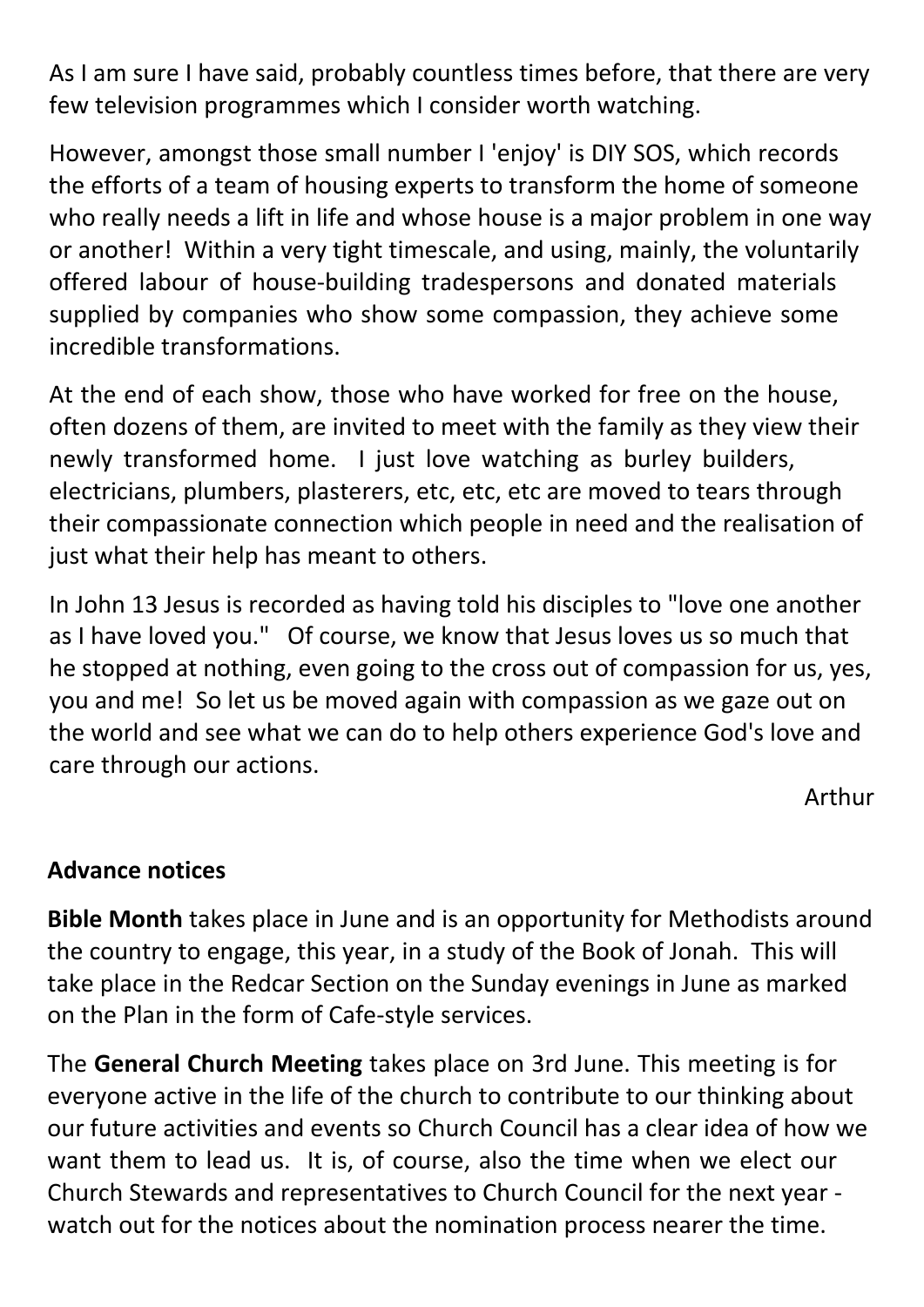As I am sure I have said, probably countless times before, that there are very few television programmes which I consider worth watching.

However, amongst those small number I 'enjoy' is DIY SOS, which records the efforts of a team of housing experts to transform the home of someone who really needs a lift in life and whose house is a major problem in one way or another! Within a very tight timescale, and using, mainly, the voluntarily offered labour of house-building tradespersons and donated materials supplied by companies who show some compassion, they achieve some incredible transformations.

At the end of each show, those who have worked for free on the house, often dozens of them, are invited to meet with the family as they view their newly transformed home. I just love watching as burley builders, electricians, plumbers, plasterers, etc, etc, etc are moved to tears through their compassionate connection which people in need and the realisation of just what their help has meant to others.

In John 13 Jesus is recorded as having told his disciples to "love one another as I have loved you." Of course, we know that Jesus loves us so much that he stopped at nothing, even going to the cross out of compassion for us, yes, you and me! So let us be moved again with compassion as we gaze out on the world and see what we can do to help others experience God's love and care through our actions.

Arthur

## Advance notices

**Bible Month** takes place in June and is an opportunity for Methodists around the country to engage, this year, in a study of the Book of Jonah. This will take place in the Redcar Section on the Sunday evenings in June as marked on the Plan in the form of Cafe-style services.

The **General Church Meeting** takes place on 3rd June. This meeting is for everyone active in the life of the church to contribute to our thinking about our future activities and events so Church Council has a clear idea of how we want them to lead us. It is, of course, also the time when we elect our Church Stewards and representatives to Church Council for the next year - watch out for the notices about the nomination process nearer the time.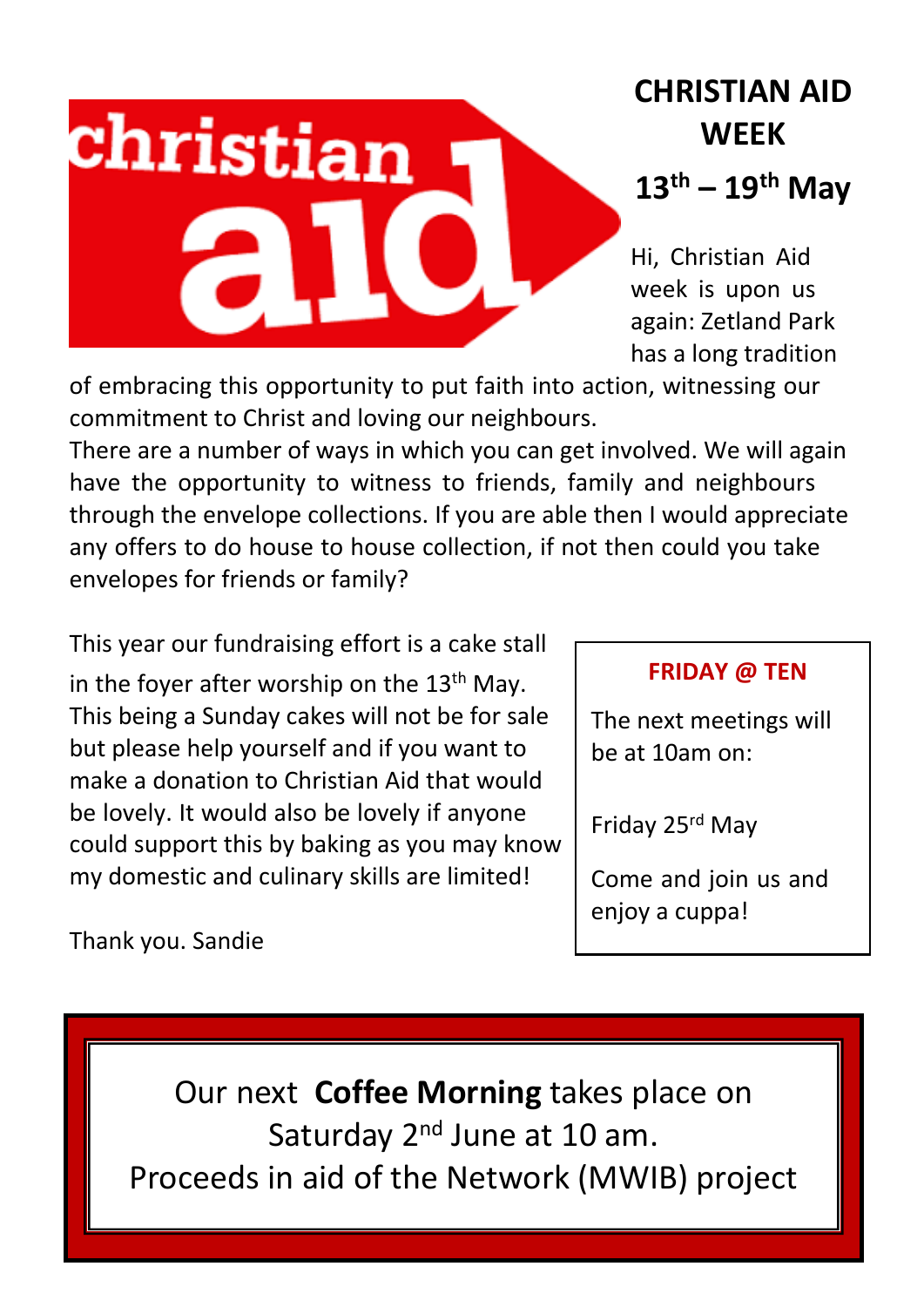# CHRISTIAN AID WEEK

## 13th – 19th May

Hi, Christian Aid week is upon us again: Zetland Park has a long tradition of embracing this opportunity to put faith into action, witnessing our commitment to Christ and loving our neighbours.

There are a number of ways in which you can get involved. We will again have the opportunity to witness to friends, family and neighbours through the envelope collections. If you are able then I would appreciate any offers to do house to house collection, if not then could you take envelopes for friends or family?

This year our fundraising effort is a cake stall in the foyer after worship on the 13th May. This being a Sunday cakes will not be for sale but please help yourself and if you want to make a donation to Christian Aid that would be lovely. It would also be lovely if anyone could support this by baking as you may know my domestic and culinary skills are limited!

Thank you. Sandie

**FRIDAY @ TEN**

The next meetings will be at 10am on:

Friday 25rd May

Come and join us and enjoy a cuppa!

Our next **Coffee Morning** takes place on Saturday 2nd June at 10 am.
Proceeds in aid of the Network (MWIB) project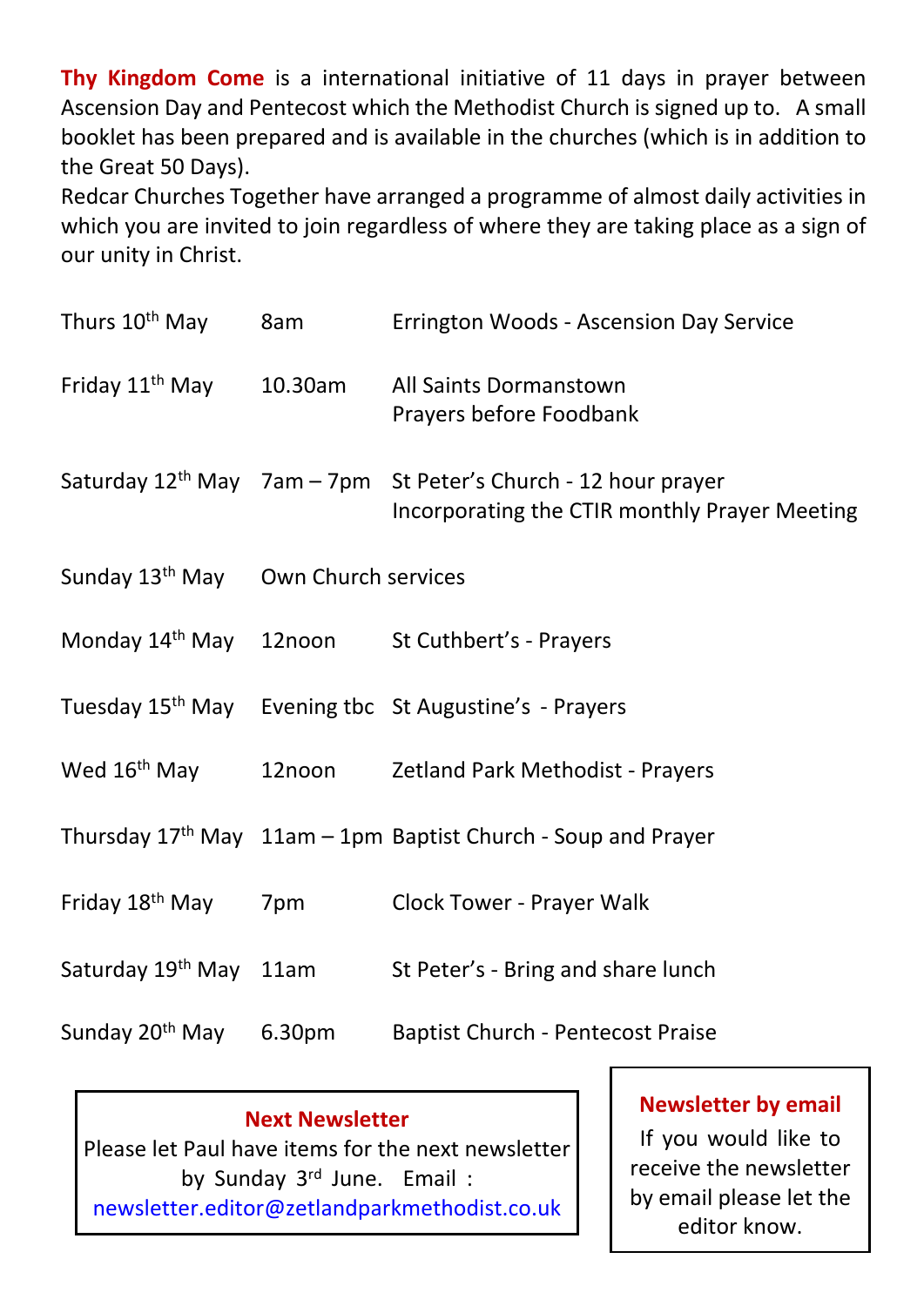**Thy Kingdom Come** is a international initiative of 11 days in prayer between Ascension Day and Pentecost which the Methodist Church is signed up to. A small booklet has been prepared and is available in the churches (which is in addition to the Great 50 Days).

Redcar Churches Together have arranged a programme of almost daily activities in which you are invited to join regardless of where they are taking place as a sign of our unity in Christ.

| | | |
|---|---|---|
| Thurs 10th May | 8am | Errington Woods - Ascension Day Service |
| Friday 11th May | 10.30am | All Saints Dormanstown<br>Prayers before Foodbank |
| Saturday 12th May | 7am – 7pm | St Peter's Church - 12 hour prayer<br>Incorporating the CTIR monthly Prayer Meeting |
| Sunday 13th May | Own Church services | |
| Monday 14th May | 12noon | St Cuthbert's - Prayers |
| Tuesday 15th May | Evening tbc | St Augustine's - Prayers |
| Wed 16th May | 12noon | Zetland Park Methodist - Prayers |
| Thursday 17th May | 11am – 1pm | Baptist Church - Soup and Prayer |
| Friday 18th May | 7pm | Clock Tower - Prayer Walk |
| Saturday 19th May | 11am | St Peter's - Bring and share lunch |
| Sunday 20th May | 6.30pm | Baptist Church - Pentecost Praise |

**Next Newsletter**

Please let Paul have items for the next newsletter by Sunday 3rd June. Email : newsletter.editor@zetlandparkmethodist.co.uk

**Newsletter by email**

If you would like to receive the newsletter by email please let the editor know.